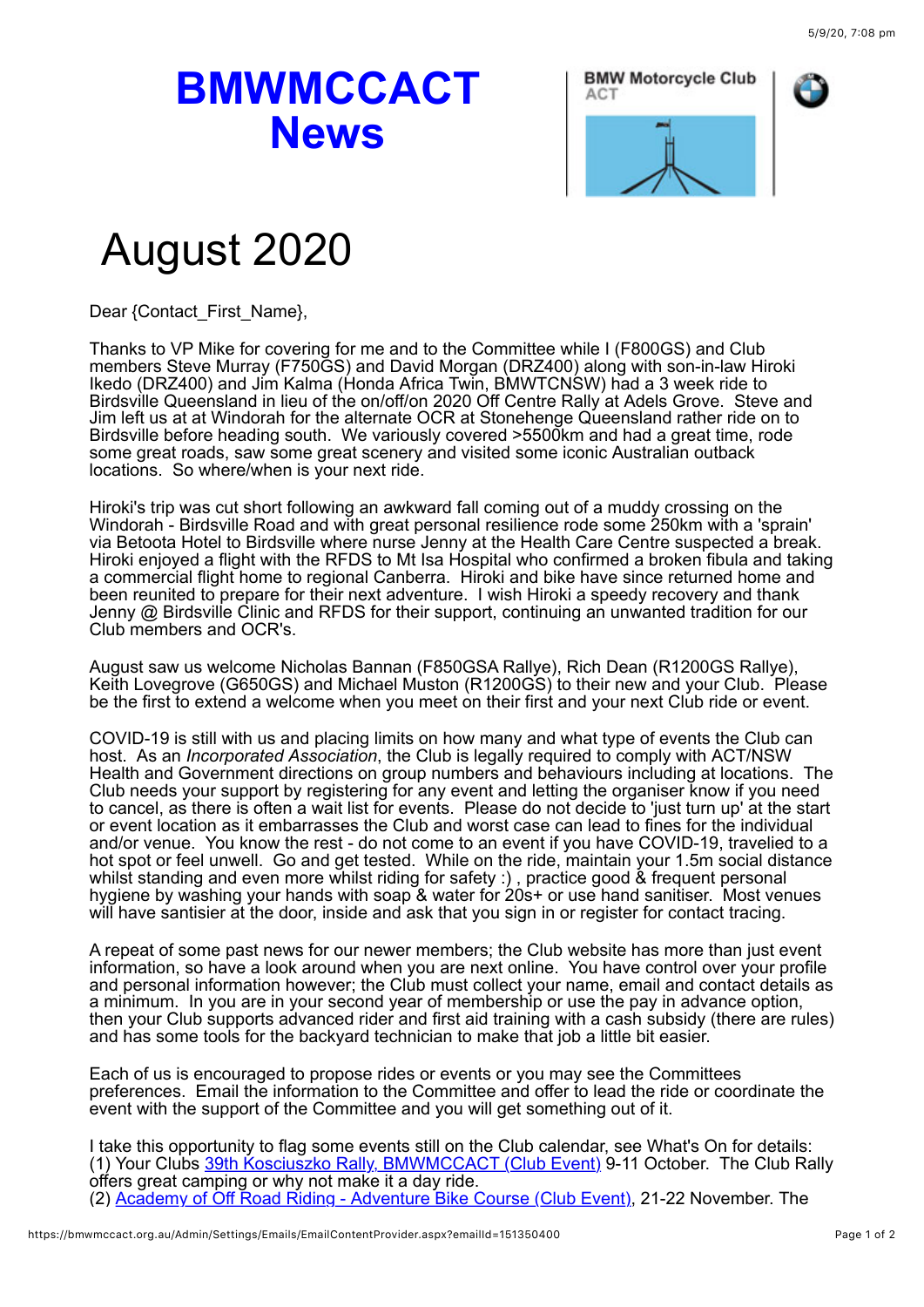# BMWMCCACT News

BMW Motorcycle Club ACT

# August 2020

Dear {Contact_First_Name},

Thanks to VP Mike for covering for me and to the Committee while I (F800GS) and Club members Steve Murray (F750GS) and David Morgan (DRZ400) along with son-in-law Hiroki Ikedo (DRZ400) and Jim Kalma (Honda Africa Twin, BMWTCNSW) had a 3 week ride to Birdsville Queensland in lieu of the on/off/on 2020 Off Centre Rally at Adels Grove. Steve and Jim left us at at Windorah for the alternate OCR at Stonehenge Queensland rather ride on to Birdsville before heading south. We variously covered >5500km and had a great time, rode some great roads, saw some great scenery and visited some iconic Australian outback locations. So where/when is your next ride.

Hiroki's trip was cut short following an awkward fall coming out of a muddy crossing on the Windorah - Birdsville Road and with great personal resilience rode some 250km with a 'sprain' via Betoota Hotel to Birdsville where nurse Jenny at the Health Care Centre suspected a break. Hiroki enjoyed a flight with the RFDS to Mt Isa Hospital who confirmed a broken fibula and taking a commercial flight home to regional Canberra. Hiroki and bike have since returned home and been reunited to prepare for their next adventure. I wish Hiroki a speedy recovery and thank Jenny @ Birdsville Clinic and RFDS for their support, continuing an unwanted tradition for our Club members and OCR's.

August saw us welcome Nicholas Bannan (F850GSA Rallye), Rich Dean (R1200GS Rallye), Keith Lovegrove (G650GS) and Michael Muston (R1200GS) to their new and your Club. Please be the first to extend a welcome when you meet on their first and your next Club ride or event.

COVID-19 is still with us and placing limits on how many and what type of events the Club can host. As an *Incorporated Association*, the Club is legally required to comply with ACT/NSW Health and Government directions on group numbers and behaviours including at locations. The Club needs your support by registering for any event and letting the organiser know if you need to cancel, as there is often a wait list for events. Please do not decide to 'just turn up' at the start or event location as it embarrasses the Club and worst case can lead to fines for the individual and/or venue. You know the rest - do not come to an event if you have COVID-19, travelied to a hot spot or feel unwell. Go and get tested. While on the ride, maintain your 1.5m social distance whilst standing and even more whilst riding for safety :) , practice good & frequent personal hygiene by washing your hands with soap & water for 20s+ or use hand sanitiser. Most venues will have santisier at the door, inside and ask that you sign in or register for contact tracing.

A repeat of some past news for our newer members; the Club website has more than just event information, so have a look around when you are next online. You have control over your profile and personal information however; the Club must collect your name, email and contact details as a minimum. In you are in your second year of membership or use the pay in advance option, then your Club supports advanced rider and first aid training with a cash subsidy (there are rules) and has some tools for the backyard technician to make that job a little bit easier.

Each of us is encouraged to propose rides or events or you may see the Committees preferences. Email the information to the Committee and offer to lead the ride or coordinate the event with the support of the Committee and you will get something out of it.

I take this opportunity to flag some events still on the Club calendar, see What's On for details:
(1) Your Clubs [39th Kosciuszko Rally, BMWMCCACT (Club Event)](#) 9-11 October. The Club Rally offers great camping or why not make it a day ride.
(2) [Academy of Off Road Riding - Adventure Bike Course (Club Event)](#), 21-22 November. The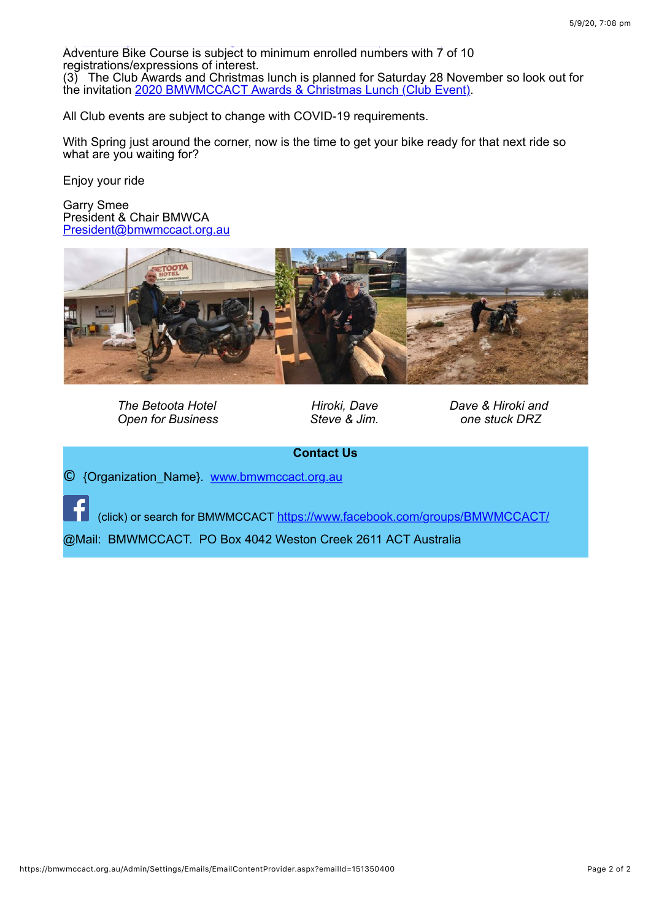Adventure Bike Course is subject to minimum enrolled numbers with 7 of 10 registrations/expressions of interest.
(3) The Club Awards and Christmas lunch is planned for Saturday 28 November so look out for the invitation [2020 BMWMCCACT Awards & Christmas Lunch (Club Event)](#).

All Club events are subject to change with COVID-19 requirements.

With Spring just around the corner, now is the time to get your bike ready for that next ride so what are you waiting for?

Enjoy your ride

Garry Smee
President & Chair BMWCA
[President@bmwmccact.org.au](mailto:President@bmwmccact.org.au)

*The Betoota Hotel Open for Business*

*Hiroki, Dave Steve & Jim.*

*Dave & Hiroki and one stuck DRZ*

**Contact Us**

© {Organization_Name}. [www.bmwmccact.org.au](http://www.bmwmccact.org.au)

(click) or search for BMWMCCACT [https://www.facebook.com/groups/BMWMCCACT/](https://www.facebook.com/groups/BMWMCCACT/)

@Mail: BMWMCCACT. PO Box 4042 Weston Creek 2611 ACT Australia